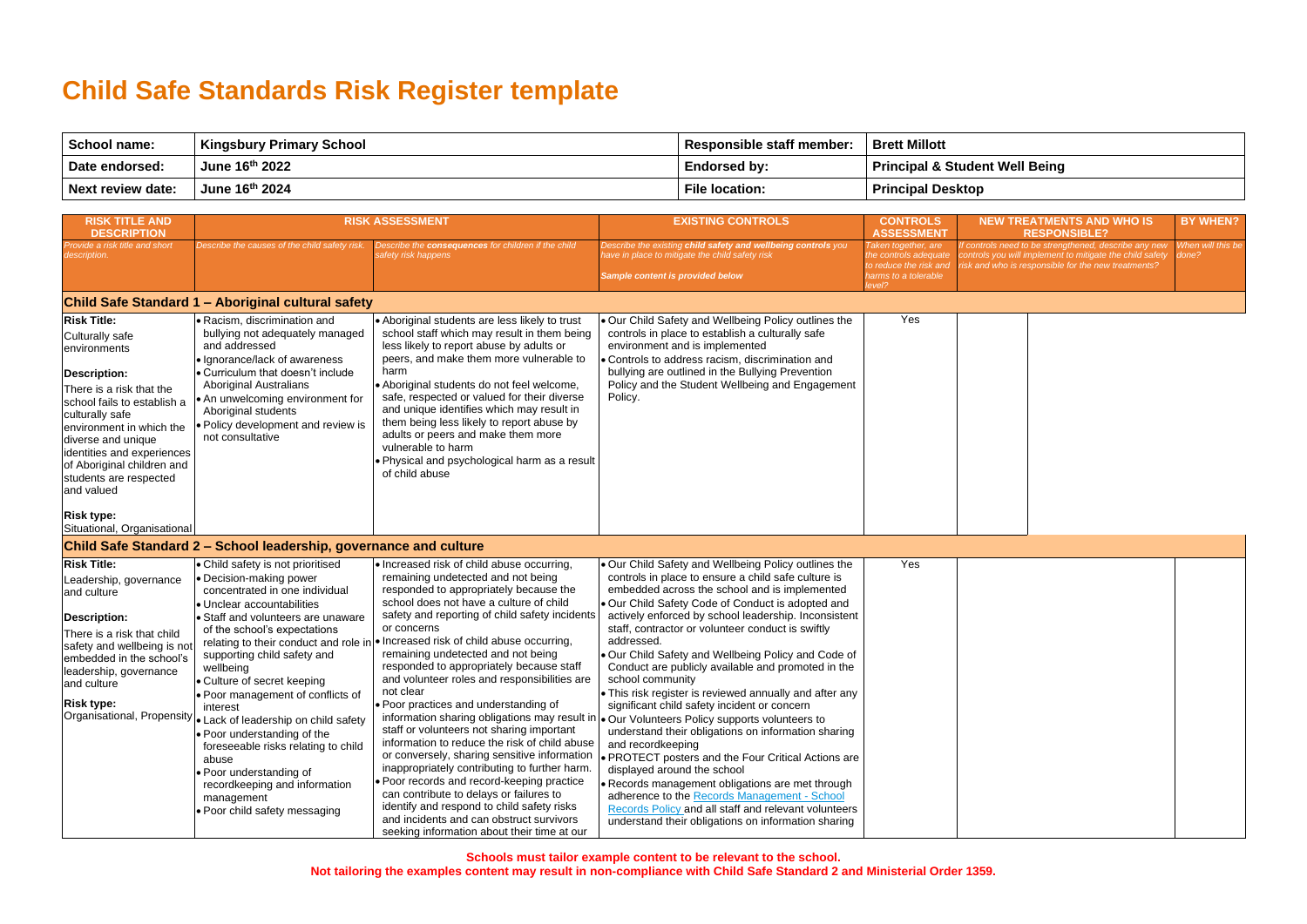# Child Safe Standards Risk Register template

| School name: | Kingsbury Primary School | Responsible staff member: | Brett Millott |
|---|---|---|---|
| Date endorsed: | June 16th 2022 | Endorsed by: | Principal & Student Well Being |
| Next review date: | June 16th 2024 | File location: | Principal Desktop |

| RISK TITLE AND DESCRIPTION | RISK ASSESSMENT | | EXISTING CONTROLS | CONTROLS ASSESSMENT | NEW TREATMENTS AND WHO IS RESPONSIBLE? | BY WHEN? |
|---|---|---|---|---|---|---|
| *Provide a risk title and short description.* | *Describe the causes of the child safety risk.* | *Describe the **consequences** for children if the child safety risk happens* | *Describe the existing **child safety and wellbeing controls** you have in place to mitigate the child safety risk*<br><br>***Sample content is provided below*** | *Taken together, are the controls adequate to reduce the risk and harms to a tolerable level?* | *If controls need to be strengthened, describe any new controls you will implement to mitigate the child safety risk and who is responsible for the new treatments?* | *When will this be done?* |
| **Child Safe Standard 1 – Aboriginal cultural safety** | | | | | | |
| **Risk Title:**<br>Culturally safe environments<br><br>**Description:**<br>There is a risk that the school fails to establish a culturally safe environment in which the diverse and unique identities and experiences of Aboriginal children and students are respected and valued<br><br>**Risk type:**<br>Situational, Organisational | • Racism, discrimination and bullying not adequately managed and addressed<br>• Ignorance/lack of awareness<br>• Curriculum that doesn't include Aboriginal Australians<br>• An unwelcoming environment for Aboriginal students<br>• Policy development and review is not consultative | • Aboriginal students are less likely to trust school staff which may result in them being less likely to report abuse by adults or peers, and make them more vulnerable to harm<br>• Aboriginal students do not feel welcome, safe, respected or valued for their diverse and unique identifies which may result in them being less likely to report abuse by adults or peers and make them more vulnerable to harm<br>• Physical and psychological harm as a result of child abuse | • Our Child Safety and Wellbeing Policy outlines the controls in place to establish a culturally safe environment and is implemented<br>• Controls to address racism, discrimination and bullying are outlined in the Bullying Prevention Policy and the Student Wellbeing and Engagement Policy. | Yes | | |
| **Child Safe Standard 2 – School leadership, governance and culture** | | | | | | |
| **Risk Title:**<br>Leadership, governance and culture<br><br>**Description:**<br>There is a risk that child safety and wellbeing is not embedded in the school's leadership, governance and culture<br><br>**Risk type:**<br>Organisational, Propensity | • Child safety is not prioritised<br>• Decision-making power concentrated in one individual<br>• Unclear accountabilities<br>• Staff and volunteers are unaware of the school's expectations relating to their conduct and role in supporting child safety and wellbeing<br>• Culture of secret keeping<br>• Poor management of conflicts of interest<br>• Lack of leadership on child safety<br>• Poor understanding of the foreseeable risks relating to child abuse<br>• Poor understanding of recordkeeping and information management<br>• Poor child safety messaging | • Increased risk of child abuse occurring, remaining undetected and not being responded to appropriately because the school does not have a culture of child safety and reporting of child safety incidents or concerns<br>• Increased risk of child abuse occurring, remaining undetected and not being responded to appropriately because staff and volunteer roles and responsibilities are not clear<br>• Poor practices and understanding of information sharing obligations may result in staff or volunteers not sharing important information to reduce the risk of child abuse or conversely, sharing sensitive information inappropriately contributing to further harm.<br>• Poor records and record-keeping practice can contribute to delays or failures to identify and respond to child safety risks and incidents and can obstruct survivors seeking information about their time at our | • Our Child Safety and Wellbeing Policy outlines the controls in place to ensure a child safe culture is embedded across the school and is implemented<br>• Our Child Safety Code of Conduct is adopted and actively enforced by school leadership. Inconsistent staff, contractor or volunteer conduct is swiftly addressed.<br>• Our Child Safety and Wellbeing Policy and Code of Conduct are publicly available and promoted in the school community<br>• This risk register is reviewed annually and after any significant child safety incident or concern<br>• Our Volunteers Policy supports volunteers to understand their obligations on information sharing and recordkeeping<br>• PROTECT posters and the Four Critical Actions are displayed around the school<br>• Records management obligations are met through adherence to the Records Management - School Records Policy and all staff and relevant volunteers understand their obligations on information sharing | Yes | | |

**Schools must tailor example content to be relevant to the school.**
**Not tailoring the examples content may result in non-compliance with Child Safe Standard 2 and Ministerial Order 1359.**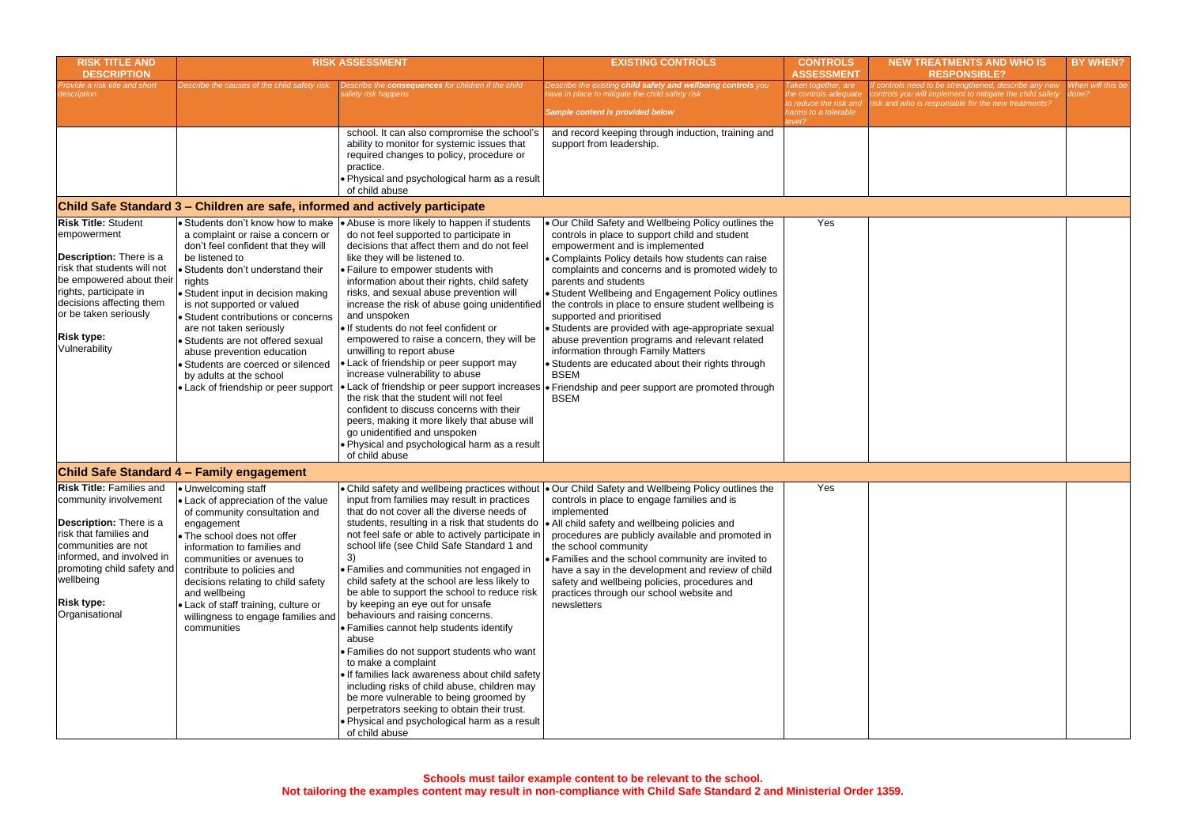| RISK TITLE AND DESCRIPTION | RISK ASSESSMENT | | EXISTING CONTROLS | CONTROLS ASSESSMENT | NEW TREATMENTS AND WHO IS RESPONSIBLE? | BY WHEN? |
|---|---|---|---|---|---|---|
| *Provide a risk title and short description.* | *Describe the causes of the child safety risk.* | *Describe the **consequences** for children if the child safety risk happens* | *Describe the existing **child safety and wellbeing controls** you have in place to mitigate the child safety risk*<br><br>***Sample content is provided below*** | *Taken together, are the controls adequate to reduce the risk and harms to a tolerable level?* | *If controls need to be strengthened, describe any new controls you will implement to mitigate the child safety risk and who is responsible for the new treatments?* | *When will this be done?* |
| | | school. It can also compromise the school's ability to monitor for systemic issues that required changes to policy, procedure or practice.<br>• Physical and psychological harm as a result of child abuse | and record keeping through induction, training and support from leadership. | | | |
| **Child Safe Standard 3 – Children are safe, informed and actively participate** | | | | | | |
| **Risk Title:** Student empowerment<br><br>**Description:** There is a risk that students will not be empowered about their rights, participate in decisions affecting them or be taken seriously<br><br>**Risk type:** Vulnerability | • Students don't know how to make a complaint or raise a concern or don't feel confident that they will be listened to<br>• Students don't understand their rights<br>• Student input in decision making is not supported or valued<br>• Student contributions or concerns are not taken seriously<br>• Students are not offered sexual abuse prevention education<br>• Students are coerced or silenced by adults at the school<br>• Lack of friendship or peer support | • Abuse is more likely to happen if students do not feel supported to participate in decisions that affect them and do not feel like they will be listened to.<br>• Failure to empower students with information about their rights, child safety risks, and sexual abuse prevention will increase the risk of abuse going unidentified and unspoken<br>• If students do not feel confident or empowered to raise a concern, they will be unwilling to report abuse<br>• Lack of friendship or peer support may increase vulnerability to abuse<br>• Lack of friendship or peer support increases the risk that the student will not feel confident to discuss concerns with their peers, making it more likely that abuse will go unidentified and unspoken<br>• Physical and psychological harm as a result of child abuse | • Our Child Safety and Wellbeing Policy outlines the controls in place to support child and student empowerment and is implemented<br>• Complaints Policy details how students can raise complaints and concerns and is promoted widely to parents and students<br>• Student Wellbeing and Engagement Policy outlines the controls in place to ensure student wellbeing is supported and prioritised<br>• Students are provided with age-appropriate sexual abuse prevention programs and relevant related information through Family Matters<br>• Students are educated about their rights through BSEM<br>• Friendship and peer support are promoted through BSEM | Yes | | |
| **Child Safe Standard 4 – Family engagement** | | | | | | |
| **Risk Title:** Families and community involvement<br><br>**Description:** There is a risk that families and communities are not informed, and involved in promoting child safety and wellbeing<br><br>**Risk type:** Organisational | • Unwelcoming staff<br>• Lack of appreciation of the value of community consultation and engagement<br>• The school does not offer information to families and communities or avenues to contribute to policies and decisions relating to child safety and wellbeing<br>• Lack of staff training, culture or willingness to engage families and communities | • Child safety and wellbeing practices without input from families may result in practices that do not cover all the diverse needs of students, resulting in a risk that students do not feel safe or able to actively participate in school life (see Child Safe Standard 1 and 3)<br>• Families and communities not engaged in child safety at the school are less likely to be able to support the school to reduce risk by keeping an eye out for unsafe behaviours and raising concerns.<br>• Families cannot help students identify abuse<br>• Families do not support students who want to make a complaint<br>• If families lack awareness about child safety including risks of child abuse, children may be more vulnerable to being groomed by perpetrators seeking to obtain their trust.<br>• Physical and psychological harm as a result of child abuse | • Our Child Safety and Wellbeing Policy outlines the controls in place to engage families and is implemented<br>• All child safety and wellbeing policies and procedures are publicly available and promoted in the school community<br>• Families and the school community are invited to have a say in the development and review of child safety and wellbeing policies, procedures and practices through our school website and newsletters | Yes | | |

**Schools must tailor example content to be relevant to the school.**
**Not tailoring the examples content may result in non-compliance with Child Safe Standard 2 and Ministerial Order 1359.**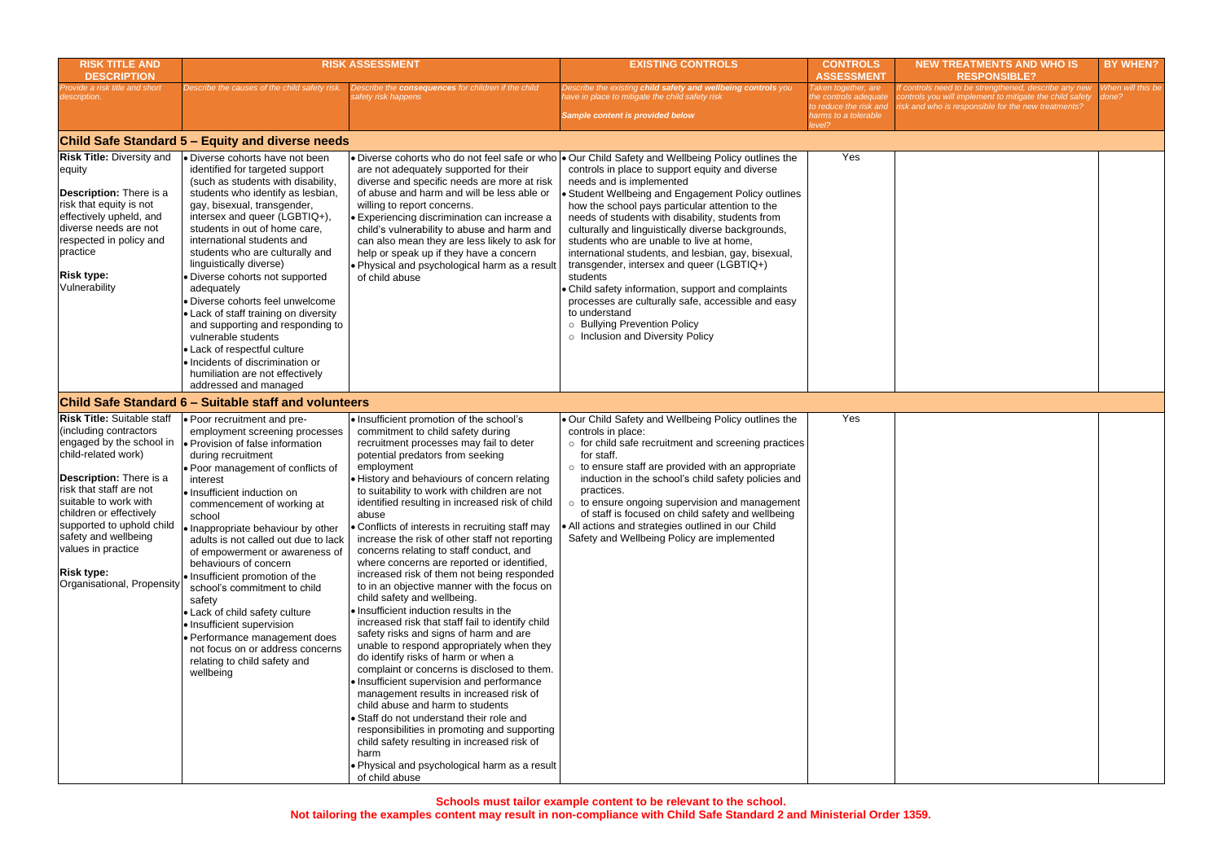| RISK TITLE AND DESCRIPTION | RISK ASSESSMENT | | EXISTING CONTROLS | CONTROLS ASSESSMENT | NEW TREATMENTS AND WHO IS RESPONSIBLE? | BY WHEN? |
|---|---|---|---|---|---|---|
| *Provide a risk title and short description.* | *Describe the causes of the child safety risk.* | *Describe the **consequences** for children if the child safety risk happens* | *Describe the existing **child safety and wellbeing controls** you have in place to mitigate the child safety risk*<br><br>***Sample content is provided below*** | *Taken together, are the controls adequate to reduce the risk and harms to a tolerable level?* | *If controls need to be strengthened, describe any new controls you will implement to mitigate the child safety risk and who is responsible for the new treatments?* | *When will this be done?* |
| **Child Safe Standard 5 – Equity and diverse needs** | | | | | | |
| **Risk Title:** Diversity and equity<br><br>**Description:** There is a risk that equity is not effectively upheld, and diverse needs are not respected in policy and practice<br><br>**Risk type:**<br>Vulnerability | • Diverse cohorts have not been identified for targeted support (such as students with disability, students who identify as lesbian, gay, bisexual, transgender, intersex and queer (LGBTIQ+), students in out of home care, international students and students who are culturally and linguistically diverse)<br>• Diverse cohorts not supported adequately<br>• Diverse cohorts feel unwelcome<br>• Lack of staff training on diversity and supporting and responding to vulnerable students<br>• Lack of respectful culture<br>• Incidents of discrimination or humiliation are not effectively addressed and managed | • Diverse cohorts who do not feel safe or who are not adequately supported for their diverse and specific needs are more at risk of abuse and harm and will be less able or willing to report concerns.<br>• Experiencing discrimination can increase a child's vulnerability to abuse and harm and can also mean they are less likely to ask for help or speak up if they have a concern<br>• Physical and psychological harm as a result of child abuse | • Our Child Safety and Wellbeing Policy outlines the controls in place to support equity and diverse needs and is implemented<br>• Student Wellbeing and Engagement Policy outlines how the school pays particular attention to the needs of students with disability, students from culturally and linguistically diverse backgrounds, students who are unable to live at home, international students, and lesbian, gay, bisexual, transgender, intersex and queer (LGBTIQ+) students<br>• Child safety information, support and complaints processes are culturally safe, accessible and easy to understand<br>  ○ Bullying Prevention Policy<br>  ○ Inclusion and Diversity Policy | Yes | | |
| **Child Safe Standard 6 – Suitable staff and volunteers** | | | | | | |
| **Risk Title:** Suitable staff (including contractors engaged by the school in child-related work)<br><br>**Description:** There is a risk that staff are not suitable to work with children or effectively supported to uphold child safety and wellbeing values in practice<br><br>**Risk type:**<br>Organisational, Propensity | • Poor recruitment and pre-employment screening processes<br>• Provision of false information during recruitment<br>• Poor management of conflicts of interest<br>• Insufficient induction on commencement of working at school<br>• Inappropriate behaviour by other adults is not called out due to lack of empowerment or awareness of behaviours of concern<br>• Insufficient promotion of the school's commitment to child safety<br>• Lack of child safety culture<br>• Insufficient supervision<br>• Performance management does not focus on or address concerns relating to child safety and wellbeing | • Insufficient promotion of the school's commitment to child safety during recruitment processes may fail to deter potential predators from seeking employment<br>• History and behaviours of concern relating to suitability to work with children are not identified resulting in increased risk of child abuse<br>• Conflicts of interests in recruiting staff may increase the risk of other staff not reporting concerns relating to staff conduct, and where concerns are reported or identified, increased risk of them not being responded to in an objective manner with the focus on child safety and wellbeing.<br>• Insufficient induction results in the increased risk that staff fail to identify child safety risks and signs of harm and are unable to respond appropriately when they do identify risks of harm or when a complaint or concerns is disclosed to them.<br>• Insufficient supervision and performance management results in increased risk of child abuse and harm to students<br>• Staff do not understand their role and responsibilities in promoting and supporting child safety resulting in increased risk of harm<br>• Physical and psychological harm as a result of child abuse | • Our Child Safety and Wellbeing Policy outlines the controls in place:<br>  ○ for child safe recruitment and screening practices for staff.<br>  ○ to ensure staff are provided with an appropriate induction in the school's child safety policies and practices.<br>  ○ to ensure ongoing supervision and management of staff is focused on child safety and wellbeing<br>• All actions and strategies outlined in our Child Safety and Wellbeing Policy are implemented | Yes | | |

**Schools must tailor example content to be relevant to the school.**
**Not tailoring the examples content may result in non-compliance with Child Safe Standard 2 and Ministerial Order 1359.**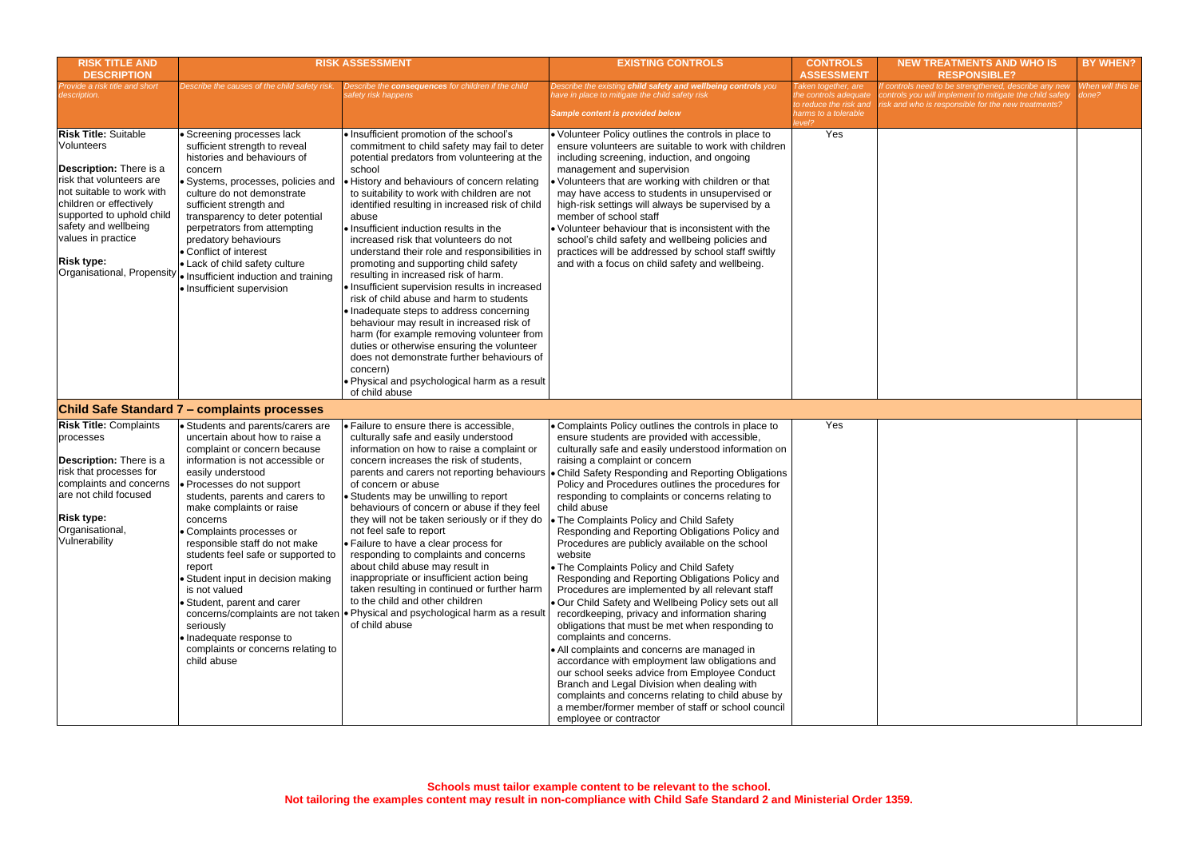| RISK TITLE AND DESCRIPTION | RISK ASSESSMENT | | | EXISTING CONTROLS | CONTROLS ASSESSMENT | NEW TREATMENTS AND WHO IS RESPONSIBLE? | BY WHEN? |
|---|---|---|---|---|---|---|---|
| *Provide a risk title and short description.* | *Describe the causes of the child safety risk.* | *Describe the **consequences** for children if the child safety risk happens* | | *Describe the existing **child safety and wellbeing controls** you have in place to mitigate the child safety risk* <br><br> ***Sample content is provided below*** | *Taken together, are the controls adequate to reduce the risk and harms to a tolerable level?* | *If controls need to be strengthened, describe any new controls you will implement to mitigate the child safety risk and who is responsible for the new treatments?* | *When will this be done?* |
| **Risk Title:** Suitable Volunteers <br><br> **Description:** There is a risk that volunteers are not suitable to work with children or effectively supported to uphold child safety and wellbeing values in practice <br><br> **Risk type:** Organisational, Propensity | • Screening processes lack sufficient strength to reveal histories and behaviours of concern <br> • Systems, processes, policies and culture do not demonstrate sufficient strength and transparency to deter potential perpetrators from attempting predatory behaviours <br> • Conflict of interest <br> • Lack of child safety culture <br> • Insufficient induction and training <br> • Insufficient supervision | • Insufficient promotion of the school's commitment to child safety may fail to deter potential predators from volunteering at the school <br> • History and behaviours of concern relating to suitability to work with children are not identified resulting in increased risk of child abuse <br> • Insufficient induction results in the increased risk that volunteers do not understand their role and responsibilities in promoting and supporting child safety resulting in increased risk of harm. <br> • Insufficient supervision results in increased risk of child abuse and harm to students <br> • Inadequate steps to address concerning behaviour may result in increased risk of harm (for example removing volunteer from duties or otherwise ensuring the volunteer does not demonstrate further behaviours of concern) <br> • Physical and psychological harm as a result of child abuse | | • Volunteer Policy outlines the controls in place to ensure volunteers are suitable to work with children including screening, induction, and ongoing management and supervision <br> • Volunteers that are working with children or that may have access to students in unsupervised or high-risk settings will always be supervised by a member of school staff <br> • Volunteer behaviour that is inconsistent with the school's child safety and wellbeing policies and practices will be addressed by school staff swiftly and with a focus on child safety and wellbeing. | Yes | | |
| **Child Safe Standard 7 – complaints processes** | | | | | | | |
| **Risk Title:** Complaints processes <br><br> **Description:** There is a risk that processes for complaints and concerns are not child focused <br><br> **Risk type:** Organisational, Vulnerability | • Students and parents/carers are uncertain about how to raise a complaint or concern because information is not accessible or easily understood <br> • Processes do not support students, parents and carers to make complaints or raise concerns <br> • Complaints processes or responsible staff do not make students feel safe or supported to report <br> • Student input in decision making is not valued <br> • Student, parent and carer concerns/complaints are not taken seriously <br> • Inadequate response to complaints or concerns relating to child abuse | • Failure to ensure there is accessible, culturally safe and easily understood information on how to raise a complaint or concern increases the risk of students, parents and carers not reporting behaviours of concern or abuse <br> • Students may be unwilling to report behaviours of concern or abuse if they feel they will not be taken seriously or if they do not feel safe to report <br> • Failure to have a clear process for responding to complaints and concerns about child abuse may result in inappropriate or insufficient action being taken resulting in continued or further harm to the child and other children <br> • Physical and psychological harm as a result of child abuse | | • Complaints Policy outlines the controls in place to ensure students are provided with accessible, culturally safe and easily understood information on raising a complaint or concern <br> • Child Safety Responding and Reporting Obligations Policy and Procedures outlines the procedures for responding to complaints or concerns relating to child abuse <br> • The Complaints Policy and Child Safety Responding and Reporting Obligations Policy and Procedures are publicly available on the school website <br> • The Complaints Policy and Child Safety Responding and Reporting Obligations Policy and Procedures are implemented by all relevant staff <br> • Our Child Safety and Wellbeing Policy sets out all recordkeeping, privacy and information sharing obligations that must be met when responding to complaints and concerns. <br> • All complaints and concerns are managed in accordance with employment law obligations and our school seeks advice from Employee Conduct Branch and Legal Division when dealing with complaints and concerns relating to child abuse by a member/former member of staff or school council employee or contractor | Yes | | |

**Schools must tailor example content to be relevant to the school.**
**Not tailoring the examples content may result in non-compliance with Child Safe Standard 2 and Ministerial Order 1359.**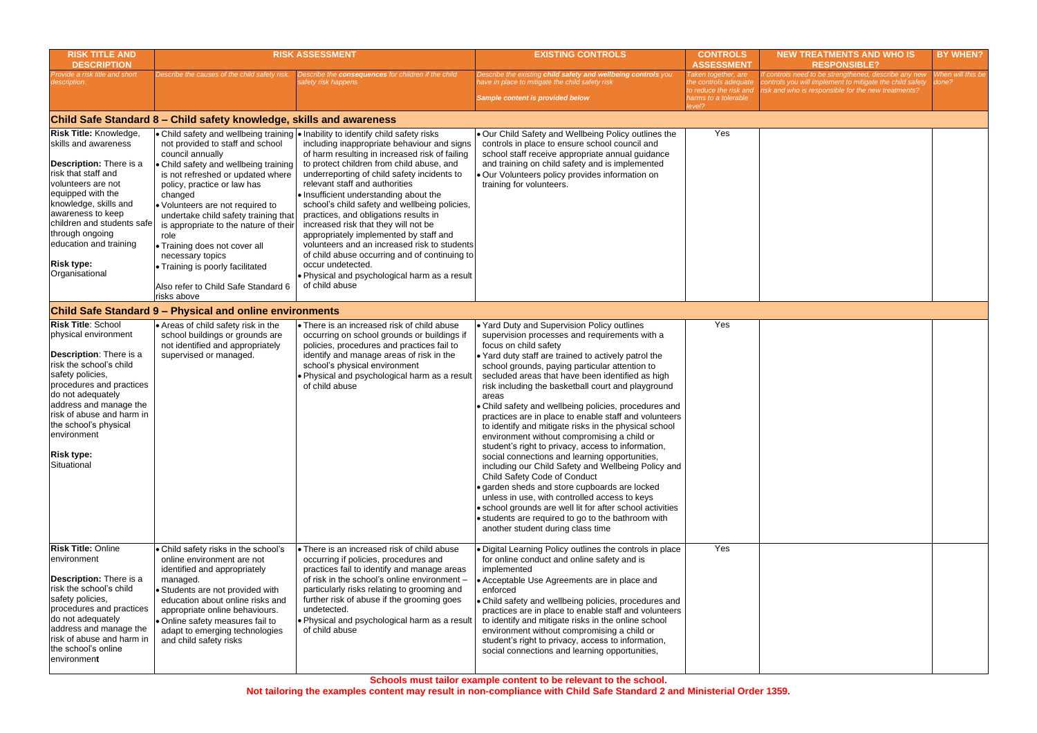| RISK TITLE AND DESCRIPTION | RISK ASSESSMENT | | EXISTING CONTROLS | CONTROLS ASSESSMENT | NEW TREATMENTS AND WHO IS RESPONSIBLE? | BY WHEN? |
|---|---|---|---|---|---|---|
| *Provide a risk title and short description.* | *Describe the causes of the child safety risk.* | *Describe the **consequences** for children if the child safety risk happens* | *Describe the existing **child safety and wellbeing controls** you have in place to mitigate the child safety risk*<br><br>***Sample content is provided below*** | *Taken together, are the controls adequate to reduce the risk and harms to a tolerable level?* | *If controls need to be strengthened, describe any new controls you will implement to mitigate the child safety risk and who is responsible for the new treatments?* | *When will this be done?* |
| **Child Safe Standard 8 – Child safety knowledge, skills and awareness** | | | | | | |
| **Risk Title:** Knowledge, skills and awareness<br><br>**Description:** There is a risk that staff and volunteers are not equipped with the knowledge, skills and awareness to keep children and students safe through ongoing education and training<br><br>**Risk type:** Organisational | • Child safety and wellbeing training not provided to staff and school council annually<br>• Child safety and wellbeing training is not refreshed or updated where policy, practice or law has changed<br>• Volunteers are not required to undertake child safety training that is appropriate to the nature of their role<br>• Training does not cover all necessary topics<br>• Training is poorly facilitated<br><br>Also refer to Child Safe Standard 6 risks above | • Inability to identify child safety risks including inappropriate behaviour and signs of harm resulting in increased risk of failing to protect children from child abuse, and underreporting of child safety incidents to relevant staff and authorities<br>• Insufficient understanding about the school's child safety and wellbeing policies, practices, and obligations results in increased risk that they will not be appropriately implemented by staff and volunteers and an increased risk to students of child abuse occurring and of continuing to occur undetected.<br>• Physical and psychological harm as a result of child abuse | • Our Child Safety and Wellbeing Policy outlines the controls in place to ensure school council and school staff receive appropriate annual guidance and training on child safety and is implemented<br>• Our Volunteers policy provides information on training for volunteers. | Yes | | |
| **Child Safe Standard 9 – Physical and online environments** | | | | | | |
| **Risk Title**: School physical environment<br><br>**Description**: There is a risk the school's child safety policies, procedures and practices do not adequately address and manage the risk of abuse and harm in the school's physical environment<br><br>**Risk type:** Situational | • Areas of child safety risk in the school buildings or grounds are not identified and appropriately supervised or managed. | • There is an increased risk of child abuse occurring on school grounds or buildings if policies, procedures and practices fail to identify and manage areas of risk in the school's physical environment<br>• Physical and psychological harm as a result of child abuse | • Yard Duty and Supervision Policy outlines supervision processes and requirements with a focus on child safety<br>• Yard duty staff are trained to actively patrol the school grounds, paying particular attention to secluded areas that have been identified as high risk including the basketball court and playground areas<br>• Child safety and wellbeing policies, procedures and practices are in place to enable staff and volunteers to identify and mitigate risks in the physical school environment without compromising a child or student's right to privacy, access to information, social connections and learning opportunities, including our Child Safety and Wellbeing Policy and Child Safety Code of Conduct<br>• garden sheds and store cupboards are locked unless in use, with controlled access to keys<br>• school grounds are well lit for after school activities<br>• students are required to go to the bathroom with another student during class time | Yes | | |
| **Risk Title:** Online environment<br><br>**Description:** There is a risk the school's child safety policies, procedures and practices do not adequately address and manage the risk of abuse and harm in the school's online environment | • Child safety risks in the school's online environment are not identified and appropriately managed.<br>• Students are not provided with education about online risks and appropriate online behaviours.<br>• Online safety measures fail to adapt to emerging technologies and child safety risks | • There is an increased risk of child abuse occurring if policies, procedures and practices fail to identify and manage areas of risk in the school's online environment – particularly risks relating to grooming and further risk of abuse if the grooming goes undetected.<br>• Physical and psychological harm as a result of child abuse | • Digital Learning Policy outlines the controls in place for online conduct and online safety and is implemented<br>• Acceptable Use Agreements are in place and enforced<br>• Child safety and wellbeing policies, procedures and practices are in place to enable staff and volunteers to identify and mitigate risks in the online school environment without compromising a child or student's right to privacy, access to information, social connections and learning opportunities, | Yes | | |

**Schools must tailor example content to be relevant to the school.**
**Not tailoring the examples content may result in non-compliance with Child Safe Standard 2 and Ministerial Order 1359.**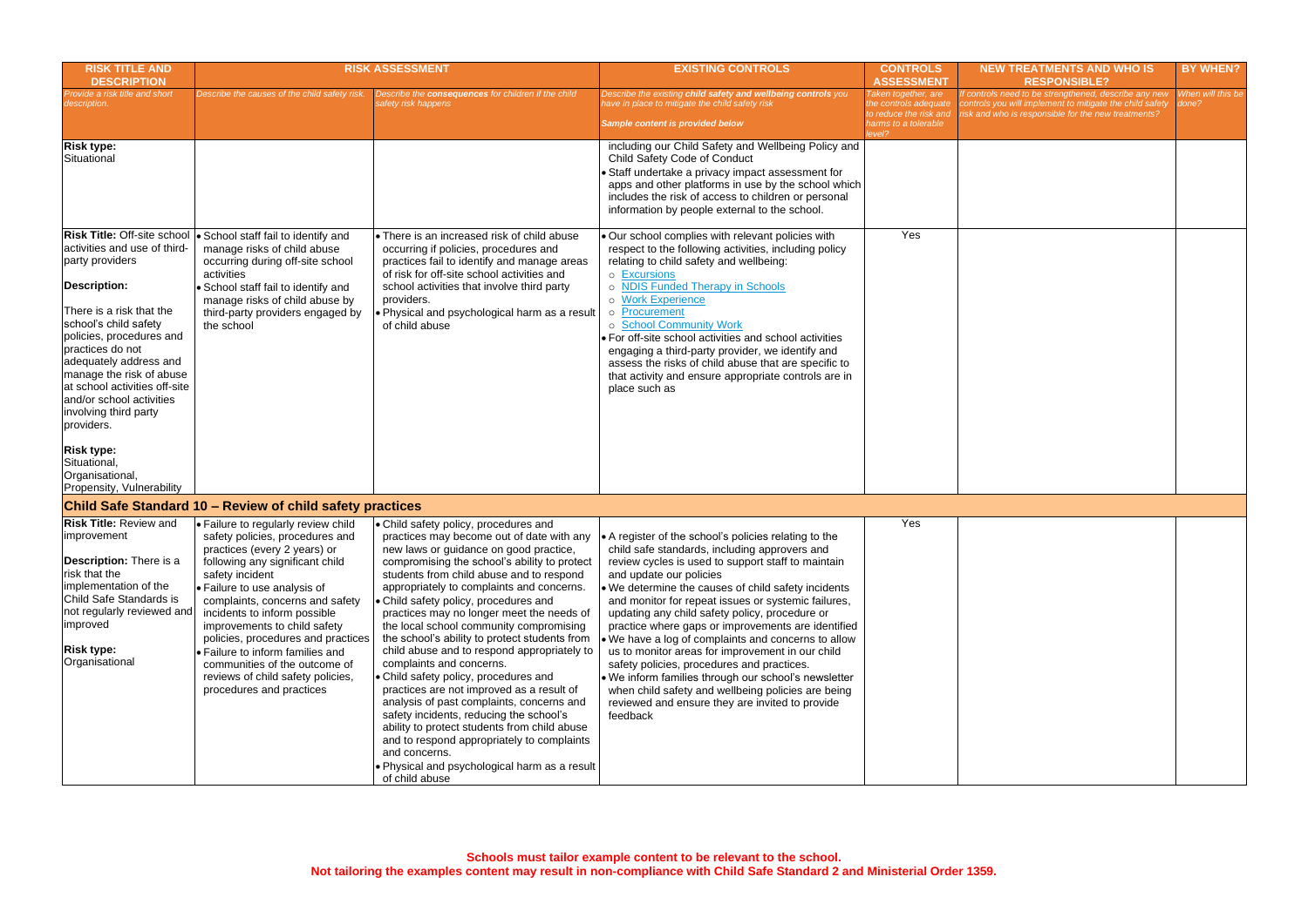| RISK TITLE AND DESCRIPTION | RISK ASSESSMENT | | EXISTING CONTROLS | CONTROLS ASSESSMENT | NEW TREATMENTS AND WHO IS RESPONSIBLE? | BY WHEN? |
|---|---|---|---|---|---|---|
| *Provide a risk title and short description.* | *Describe the causes of the child safety risk.* | *Describe the **consequences** for children if the child safety risk happens* | *Describe the existing **child safety and wellbeing controls** you have in place to mitigate the child safety risk*<br><br>***Sample content is provided below*** | *Taken together, are the controls adequate to reduce the risk and harms to a tolerable level?* | *If controls need to be strengthened, describe any new controls you will implement to mitigate the child safety risk and who is responsible for the new treatments?* | *When will this be done?* |
| **Risk type:**<br>Situational | | | including our Child Safety and Wellbeing Policy and Child Safety Code of Conduct<br>• Staff undertake a privacy impact assessment for apps and other platforms in use by the school which includes the risk of access to children or personal information by people external to the school. | | | |
| **Risk Title:** Off-site school activities and use of third-party providers<br><br>**Description:**<br><br>There is a risk that the school's child safety policies, procedures and practices do not adequately address and manage the risk of abuse at school activities off-site and/or school activities involving third party providers.<br><br>**Risk type:**<br>Situational,<br>Organisational,<br>Propensity, Vulnerability | • School staff fail to identify and manage risks of child abuse occurring during off-site school activities<br>• School staff fail to identify and manage risks of child abuse by third-party providers engaged by the school | • There is an increased risk of child abuse occurring if policies, procedures and practices fail to identify and manage areas of risk for off-site school activities and school activities that involve third party providers.<br>• Physical and psychological harm as a result of child abuse | • Our school complies with relevant policies with respect to the following activities, including policy relating to child safety and wellbeing:<br>○ Excursions<br>○ NDIS Funded Therapy in Schools<br>○ Work Experience<br>○ Procurement<br>○ School Community Work<br>• For off-site school activities and school activities engaging a third-party provider, we identify and assess the risks of child abuse that are specific to that activity and ensure appropriate controls are in place such as | Yes | | |
| **Child Safe Standard 10 – Review of child safety practices** | | | | | | |
| **Risk Title:** Review and improvement<br><br>**Description:** There is a risk that the implementation of the Child Safe Standards is not regularly reviewed and improved<br><br>**Risk type:**<br>Organisational | • Failure to regularly review child safety policies, procedures and practices (every 2 years) or following any significant child safety incident<br>• Failure to use analysis of complaints, concerns and safety incidents to inform possible improvements to child safety policies, procedures and practices<br>• Failure to inform families and communities of the outcome of reviews of child safety policies, procedures and practices | • Child safety policy, procedures and practices may become out of date with any new laws or guidance on good practice, compromising the school's ability to protect students from child abuse and to respond appropriately to complaints and concerns.<br>• Child safety policy, procedures and practices may no longer meet the needs of the local school community compromising the school's ability to protect students from child abuse and to respond appropriately to complaints and concerns.<br>• Child safety policy, procedures and practices are not improved as a result of analysis of past complaints, concerns and safety incidents, reducing the school's ability to protect students from child abuse and to respond appropriately to complaints and concerns.<br>• Physical and psychological harm as a result of child abuse | • A register of the school's policies relating to the child safe standards, including approvers and review cycles is used to support staff to maintain and update our policies<br>• We determine the causes of child safety incidents and monitor for repeat issues or systemic failures, updating any child safety policy, procedure or practice where gaps or improvements are identified<br>• We have a log of complaints and concerns to allow us to monitor areas for improvement in our child safety policies, procedures and practices.<br>• We inform families through our school's newsletter when child safety and wellbeing policies are being reviewed and ensure they are invited to provide feedback | Yes | | |

**Schools must tailor example content to be relevant to the school.**
**Not tailoring the examples content may result in non-compliance with Child Safe Standard 2 and Ministerial Order 1359.**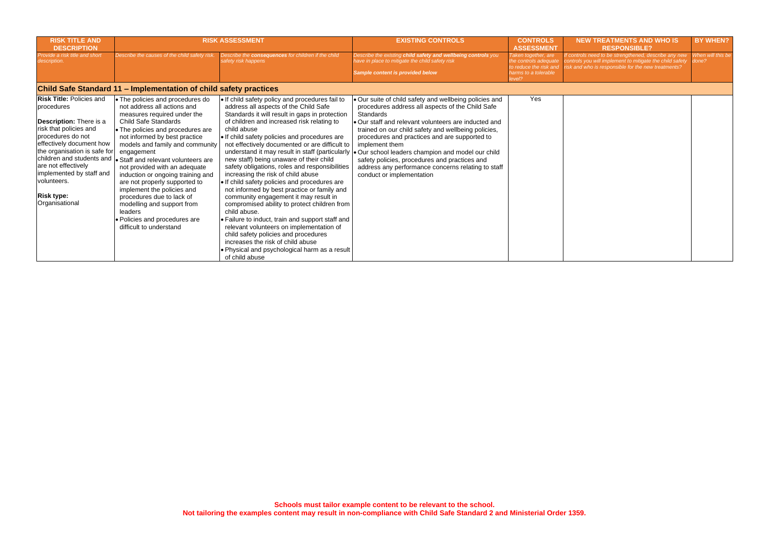| RISK TITLE AND DESCRIPTION | RISK ASSESSMENT | | EXISTING CONTROLS | CONTROLS ASSESSMENT | NEW TREATMENTS AND WHO IS RESPONSIBLE? | BY WHEN? |
|---|---|---|---|---|---|---|
| *Provide a risk title and short description.* | *Describe the causes of the child safety risk.* | *Describe the **consequences** for children if the child safety risk happens* | *Describe the existing **child safety and wellbeing controls** you have in place to mitigate the child safety risk*<br><br>***Sample content is provided below*** | *Taken together, are the controls adequate to reduce the risk and harms to a tolerable level?* | *If controls need to be strengthened, describe any new controls you will implement to mitigate the child safety risk and who is responsible for the new treatments?* | *When will this be done?* |
| **Child Safe Standard 11 – Implementation of child safety practices** | | | | | | |
| **Risk Title:** Policies and procedures<br><br>**Description:** There is a risk that policies and procedures do not effectively document how the organisation is safe for children and students and are not effectively implemented by staff and volunteers.<br><br>**Risk type:** Organisational | • The policies and procedures do not address all actions and measures required under the Child Safe Standards<br>• The policies and procedures are not informed by best practice models and family and community engagement<br>• Staff and relevant volunteers are not provided with an adequate induction or ongoing training and are not properly supported to implement the policies and procedures due to lack of modelling and support from leaders<br>• Policies and procedures are difficult to understand | • If child safety policy and procedures fail to address all aspects of the Child Safe Standards it will result in gaps in protection of children and increased risk relating to child abuse<br>• If child safety policies and procedures are not effectively documented or are difficult to understand it may result in staff (particularly new staff) being unaware of their child safety obligations, roles and responsibilities increasing the risk of child abuse<br>• If child safety policies and procedures are not informed by best practice or family and community engagement it may result in compromised ability to protect children from child abuse.<br>• Failure to induct, train and support staff and relevant volunteers on implementation of child safety policies and procedures increases the risk of child abuse<br>• Physical and psychological harm as a result of child abuse | • Our suite of child safety and wellbeing policies and procedures address all aspects of the Child Safe Standards<br>• Our staff and relevant volunteers are inducted and trained on our child safety and wellbeing policies, procedures and practices and are supported to implement them<br>• Our school leaders champion and model our child safety policies, procedures and practices and address any performance concerns relating to staff conduct or implementation | Yes | | |

**Schools must tailor example content to be relevant to the school.**
**Not tailoring the examples content may result in non-compliance with Child Safe Standard 2 and Ministerial Order 1359.**